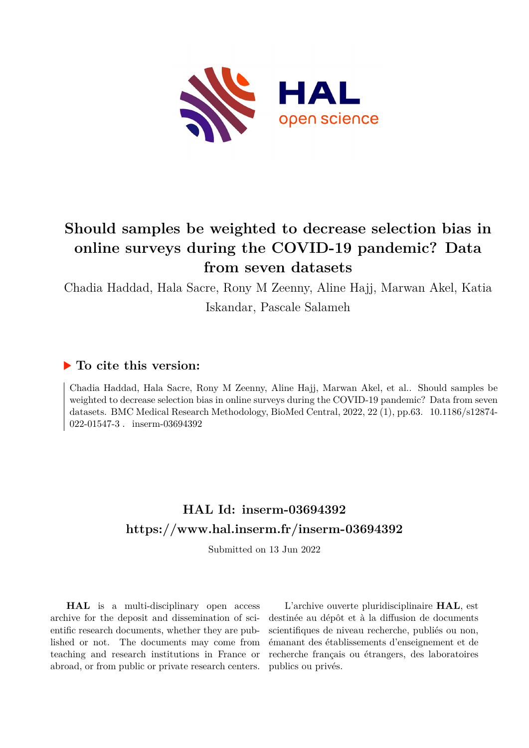# Should samples be weighted to decrease selection bias in online surveys during the COVID-19 pandemic? Data from seven datasets

Chadia Haddad, Hala Sacre, Rony M Zeenny, Aline Hajj, Marwan Akel, Katia Iskandar, Pascale Salameh

### ▶ To cite this version:

Chadia Haddad, Hala Sacre, Rony M Zeenny, Aline Hajj, Marwan Akel, et al.. Should samples be weighted to decrease selection bias in online surveys during the COVID-19 pandemic? Data from seven datasets. BMC Medical Research Methodology, BioMed Central, 2022, 22 (1), pp.63. 10.1186/s12874-022-01547-3 . inserm-03694392

## HAL Id: inserm-03694392

## https://www.hal.inserm.fr/inserm-03694392

Submitted on 13 Jun 2022

**HAL** is a multi-disciplinary open access archive for the deposit and dissemination of scientific research documents, whether they are published or not. The documents may come from teaching and research institutions in France or abroad, or from public or private research centers.

L'archive ouverte pluridisciplinaire **HAL**, est destinée au dépôt et à la diffusion de documents scientifiques de niveau recherche, publiés ou non, émanant des établissements d'enseignement et de recherche français ou étrangers, des laboratoires publics ou privés.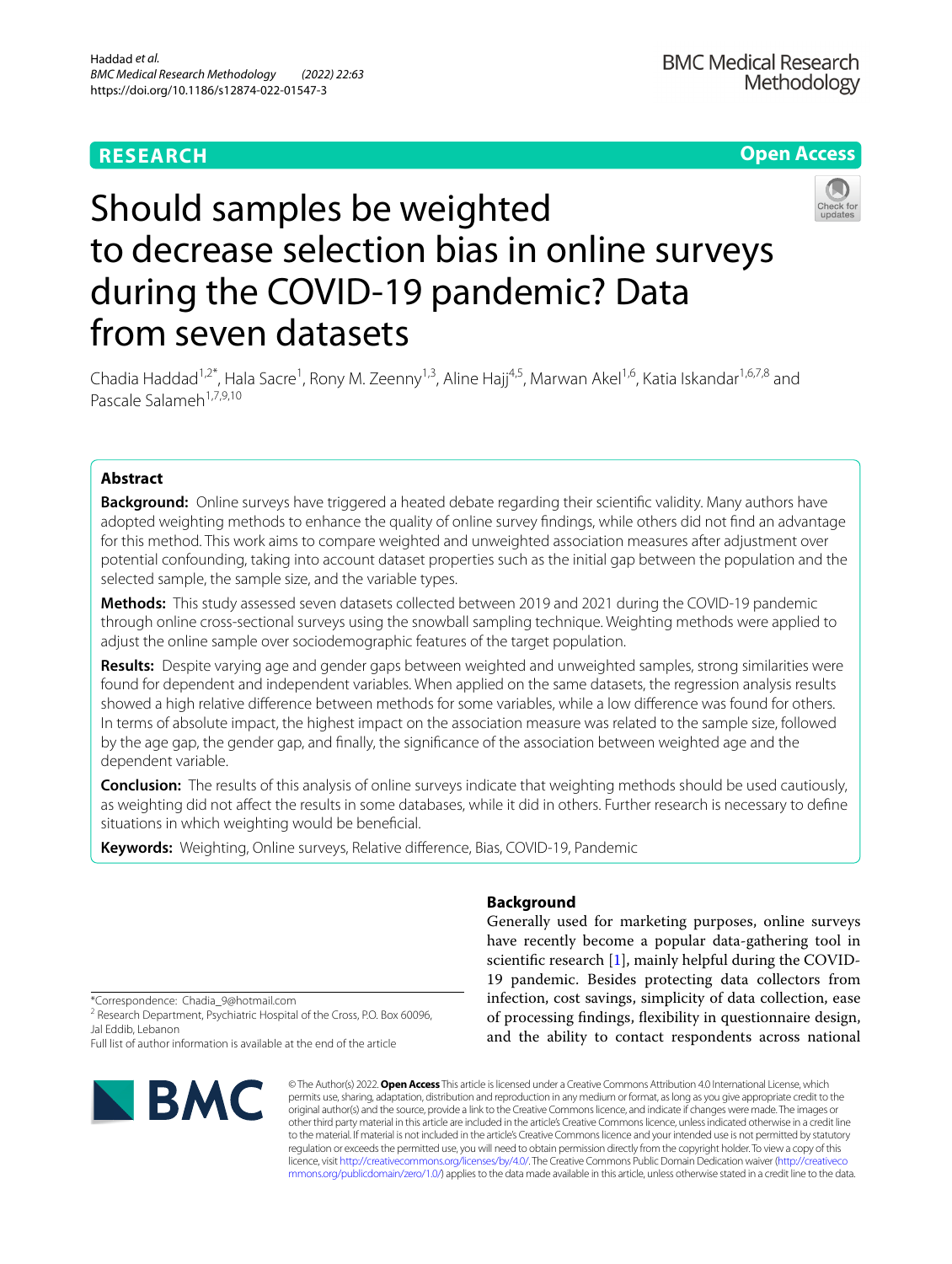# Should samples be weighted to decrease selection bias in online surveys during the COVID-19 pandemic? Data from seven datasets

Chadia Haddad[1,2*], Hala Sacre[1], Rony M. Zeenny[1,3], Aline Hajj[4,5], Marwan Akel[1,6], Katia Iskandar[1,6,7,8] and Pascale Salameh[1,7,9,10]

## Abstract

**Background:** Online surveys have triggered a heated debate regarding their scientific validity. Many authors have adopted weighting methods to enhance the quality of online survey findings, while others did not find an advantage for this method. This work aims to compare weighted and unweighted association measures after adjustment over potential confounding, taking into account dataset properties such as the initial gap between the population and the selected sample, the sample size, and the variable types.

**Methods:** This study assessed seven datasets collected between 2019 and 2021 during the COVID-19 pandemic through online cross-sectional surveys using the snowball sampling technique. Weighting methods were applied to adjust the online sample over sociodemographic features of the target population.

**Results:** Despite varying age and gender gaps between weighted and unweighted samples, strong similarities were found for dependent and independent variables. When applied on the same datasets, the regression analysis results showed a high relative difference between methods for some variables, while a low difference was found for others. In terms of absolute impact, the highest impact on the association measure was related to the sample size, followed by the age gap, the gender gap, and finally, the significance of the association between weighted age and the dependent variable.

**Conclusion:** The results of this analysis of online surveys indicate that weighting methods should be used cautiously, as weighting did not affect the results in some databases, while it did in others. Further research is necessary to define situations in which weighting would be beneficial.

**Keywords:** Weighting, Online surveys, Relative difference, Bias, COVID-19, Pandemic

## Background

Generally used for marketing purposes, online surveys have recently become a popular data-gathering tool in scientific research [1], mainly helpful during the COVID-19 pandemic. Besides protecting data collectors from infection, cost savings, simplicity of data collection, ease of processing findings, flexibility in questionnaire design, and the ability to contact respondents across national

*Correspondence: Chadia_9@hotmail.com
[2] Research Department, Psychiatric Hospital of the Cross, P.O. Box 60096, Jal Eddib, Lebanon
Full list of author information is available at the end of the article

© The Author(s) 2022. **Open Access** This article is licensed under a Creative Commons Attribution 4.0 International License, which permits use, sharing, adaptation, distribution and reproduction in any medium or format, as long as you give appropriate credit to the original author(s) and the source, provide a link to the Creative Commons licence, and indicate if changes were made. The images or other third party material in this article are included in the article's Creative Commons licence, unless indicated otherwise in a credit line to the material. If material is not included in the article's Creative Commons licence and your intended use is not permitted by statutory regulation or exceeds the permitted use, you will need to obtain permission directly from the copyright holder. To view a copy of this licence, visit http://creativecommons.org/licenses/by/4.0/. The Creative Commons Public Domain Dedication waiver (http://creativecommons.org/publicdomain/zero/1.0/) applies to the data made available in this article, unless otherwise stated in a credit line to the data.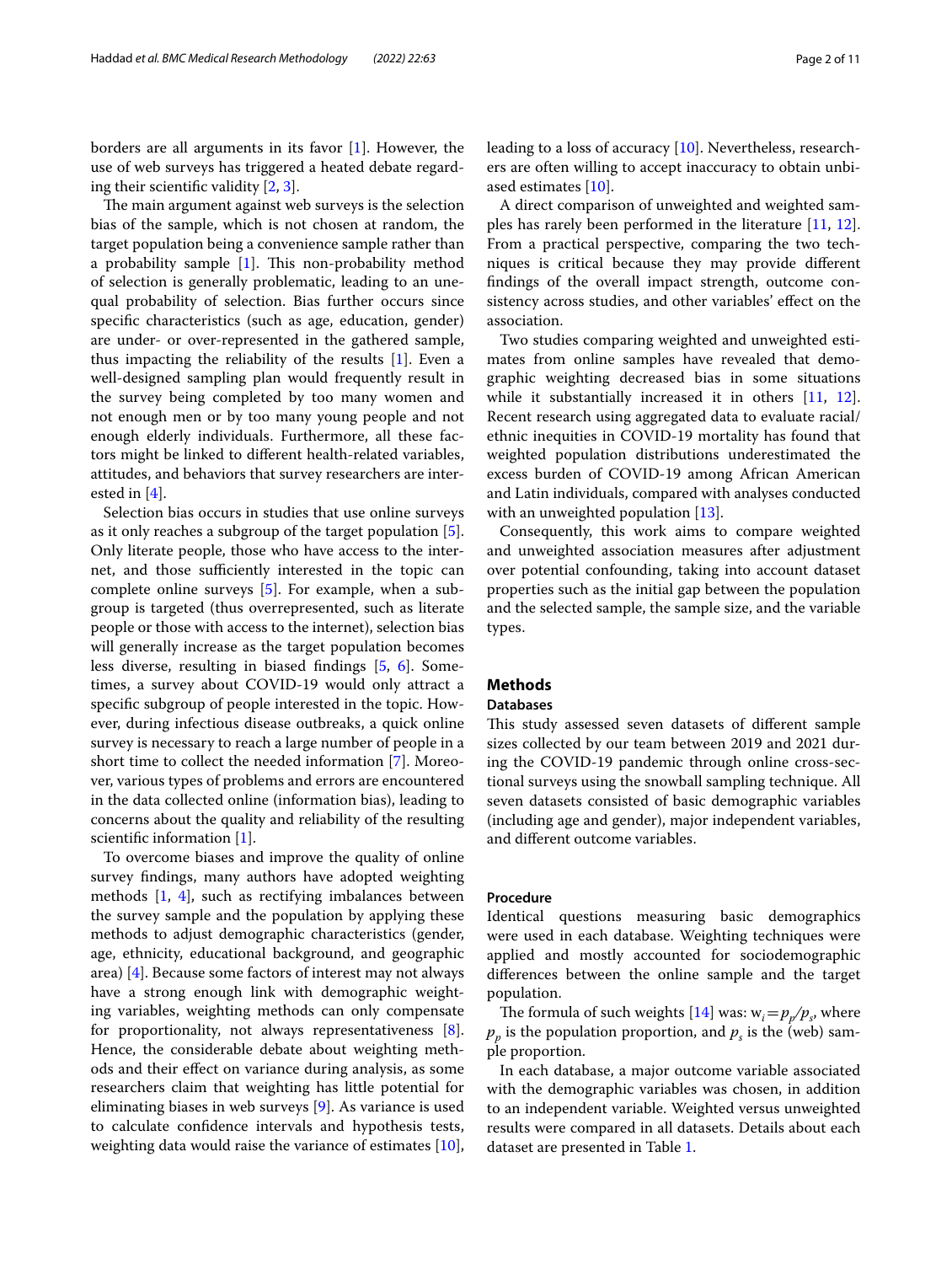borders are all arguments in its favor [1]. However, the use of web surveys has triggered a heated debate regarding their scientific validity [2, 3].

The main argument against web surveys is the selection bias of the sample, which is not chosen at random, the target population being a convenience sample rather than a probability sample [1]. This non-probability method of selection is generally problematic, leading to an unequal probability of selection. Bias further occurs since specific characteristics (such as age, education, gender) are under- or over-represented in the gathered sample, thus impacting the reliability of the results [1]. Even a well-designed sampling plan would frequently result in the survey being completed by too many women and not enough men or by too many young people and not enough elderly individuals. Furthermore, all these factors might be linked to different health-related variables, attitudes, and behaviors that survey researchers are interested in [4].

Selection bias occurs in studies that use online surveys as it only reaches a subgroup of the target population [5]. Only literate people, those who have access to the internet, and those sufficiently interested in the topic can complete online surveys [5]. For example, when a subgroup is targeted (thus overrepresented, such as literate people or those with access to the internet), selection bias will generally increase as the target population becomes less diverse, resulting in biased findings [5, 6]. Sometimes, a survey about COVID-19 would only attract a specific subgroup of people interested in the topic. However, during infectious disease outbreaks, a quick online survey is necessary to reach a large number of people in a short time to collect the needed information [7]. Moreover, various types of problems and errors are encountered in the data collected online (information bias), leading to concerns about the quality and reliability of the resulting scientific information [1].

To overcome biases and improve the quality of online survey findings, many authors have adopted weighting methods [1, 4], such as rectifying imbalances between the survey sample and the population by applying these methods to adjust demographic characteristics (gender, age, ethnicity, educational background, and geographic area) [4]. Because some factors of interest may not always have a strong enough link with demographic weighting variables, weighting methods can only compensate for proportionality, not always representativeness [8]. Hence, the considerable debate about weighting methods and their effect on variance during analysis, as some researchers claim that weighting has little potential for eliminating biases in web surveys [9]. As variance is used to calculate confidence intervals and hypothesis tests, weighting data would raise the variance of estimates [10], leading to a loss of accuracy [10]. Nevertheless, researchers are often willing to accept inaccuracy to obtain unbiased estimates [10].

A direct comparison of unweighted and weighted samples has rarely been performed in the literature [11, 12]. From a practical perspective, comparing the two techniques is critical because they may provide different findings of the overall impact strength, outcome consistency across studies, and other variables' effect on the association.

Two studies comparing weighted and unweighted estimates from online samples have revealed that demographic weighting decreased bias in some situations while it substantially increased it in others [11, 12]. Recent research using aggregated data to evaluate racial/ethnic inequities in COVID-19 mortality has found that weighted population distributions underestimated the excess burden of COVID-19 among African American and Latin individuals, compared with analyses conducted with an unweighted population [13].

Consequently, this work aims to compare weighted and unweighted association measures after adjustment over potential confounding, taking into account dataset properties such as the initial gap between the population and the selected sample, the sample size, and the variable types.

## Methods

### Databases

This study assessed seven datasets of different sample sizes collected by our team between 2019 and 2021 during the COVID-19 pandemic through online cross-sectional surveys using the snowball sampling technique. All seven datasets consisted of basic demographic variables (including age and gender), major independent variables, and different outcome variables.

### Procedure

Identical questions measuring basic demographics were used in each database. Weighting techniques were applied and mostly accounted for sociodemographic differences between the online sample and the target population.

The formula of such weights [14] was: $w_i = p_p/p_s$, where $p_p$ is the population proportion, and $p_s$ is the (web) sample proportion.

In each database, a major outcome variable associated with the demographic variables was chosen, in addition to an independent variable. Weighted versus unweighted results were compared in all datasets. Details about each dataset are presented in Table 1.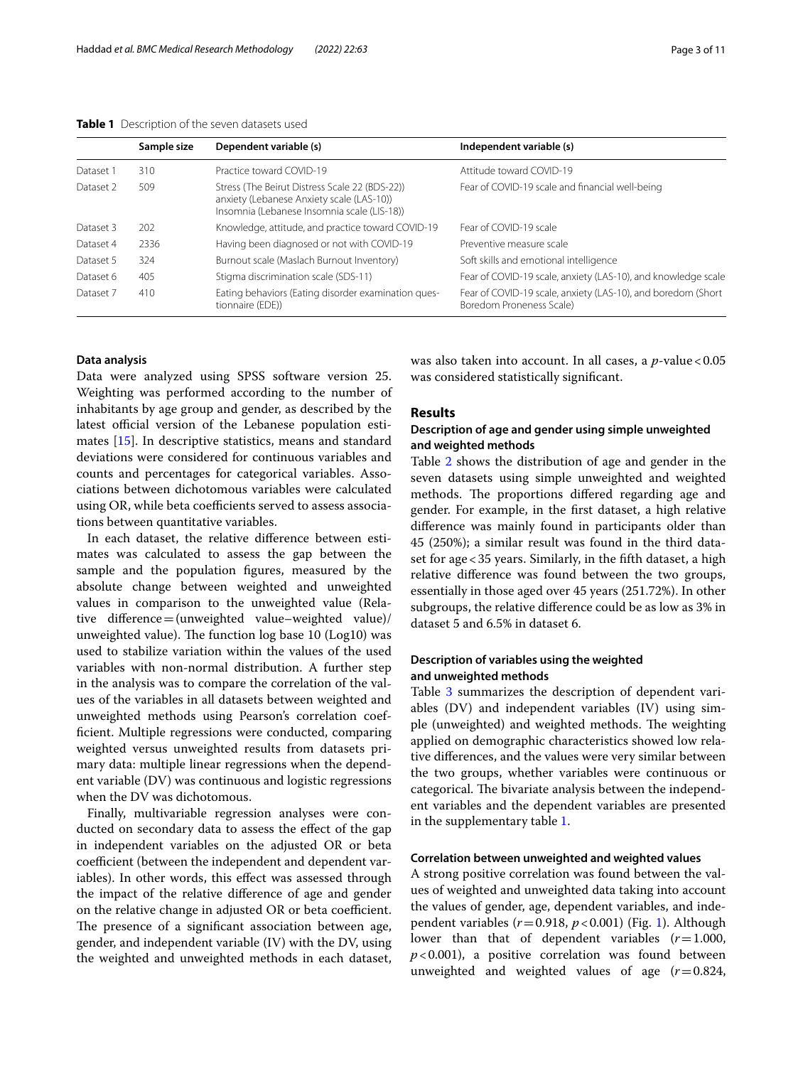**Table 1** Description of the seven datasets used

| | Sample size | Dependent variable (s) | Independent variable (s) |
|---|---|---|---|
| Dataset 1 | 310 | Practice toward COVID-19 | Attitude toward COVID-19 |
| Dataset 2 | 509 | Stress (The Beirut Distress Scale 22 (BDS-22)) anxiety (Lebanese Anxiety scale (LAS-10)) Insomnia (Lebanese Insomnia scale (LIS-18)) | Fear of COVID-19 scale and financial well-being |
| Dataset 3 | 202 | Knowledge, attitude, and practice toward COVID-19 | Fear of COVID-19 scale |
| Dataset 4 | 2336 | Having been diagnosed or not with COVID-19 | Preventive measure scale |
| Dataset 5 | 324 | Burnout scale (Maslach Burnout Inventory) | Soft skills and emotional intelligence |
| Dataset 6 | 405 | Stigma discrimination scale (SDS-11) | Fear of COVID-19 scale, anxiety (LAS-10), and knowledge scale |
| Dataset 7 | 410 | Eating behaviors (Eating disorder examination questionnaire (EDE)) | Fear of COVID-19 scale, anxiety (LAS-10), and boredom (Short Boredom Proneness Scale) |

### Data analysis

Data were analyzed using SPSS software version 25. Weighting was performed according to the number of inhabitants by age group and gender, as described by the latest official version of the Lebanese population estimates [15]. In descriptive statistics, means and standard deviations were considered for continuous variables and counts and percentages for categorical variables. Associations between dichotomous variables were calculated using OR, while beta coefficients served to assess associations between quantitative variables.

In each dataset, the relative difference between estimates was calculated to assess the gap between the sample and the population figures, measured by the absolute change between weighted and unweighted values in comparison to the unweighted value (Relative difference = (unweighted value–weighted value)/ unweighted value). The function log base 10 (Log10) was used to stabilize variation within the values of the used variables with non-normal distribution. A further step in the analysis was to compare the correlation of the values of the variables in all datasets between weighted and unweighted methods using Pearson's correlation coefficient. Multiple regressions were conducted, comparing weighted versus unweighted results from datasets primary data: multiple linear regressions when the dependent variable (DV) was continuous and logistic regressions when the DV was dichotomous.

Finally, multivariable regression analyses were conducted on secondary data to assess the effect of the gap in independent variables on the adjusted OR or beta coefficient (between the independent and dependent variables). In other words, this effect was assessed through the impact of the relative difference of age and gender on the relative change in adjusted OR or beta coefficient. The presence of a significant association between age, gender, and independent variable (IV) with the DV, using the weighted and unweighted methods in each dataset, was also taken into account. In all cases, a $p$-value < 0.05 was considered statistically significant.

## Results

### Description of age and gender using simple unweighted and weighted methods

Table 2 shows the distribution of age and gender in the seven datasets using simple unweighted and weighted methods. The proportions differed regarding age and gender. For example, in the first dataset, a high relative difference was mainly found in participants older than 45 (250%); a similar result was found in the third dataset for age < 35 years. Similarly, in the fifth dataset, a high relative difference was found between the two groups, essentially in those aged over 45 years (251.72%). In other subgroups, the relative difference could be as low as 3% in dataset 5 and 6.5% in dataset 6.

### Description of variables using the weighted and unweighted methods

Table 3 summarizes the description of dependent variables (DV) and independent variables (IV) using simple (unweighted) and weighted methods. The weighting applied on demographic characteristics showed low relative differences, and the values were very similar between the two groups, whether variables were continuous or categorical. The bivariate analysis between the independent variables and the dependent variables are presented in the supplementary table 1.

#### Correlation between unweighted and weighted values

A strong positive correlation was found between the values of weighted and unweighted data taking into account the values of gender, age, dependent variables, and independent variables ($r = 0.918$, $p < 0.001$) (Fig. 1). Although lower than that of dependent variables ($r = 1.000$, $p < 0.001$), a positive correlation was found between unweighted and weighted values of age ($r = 0.824$,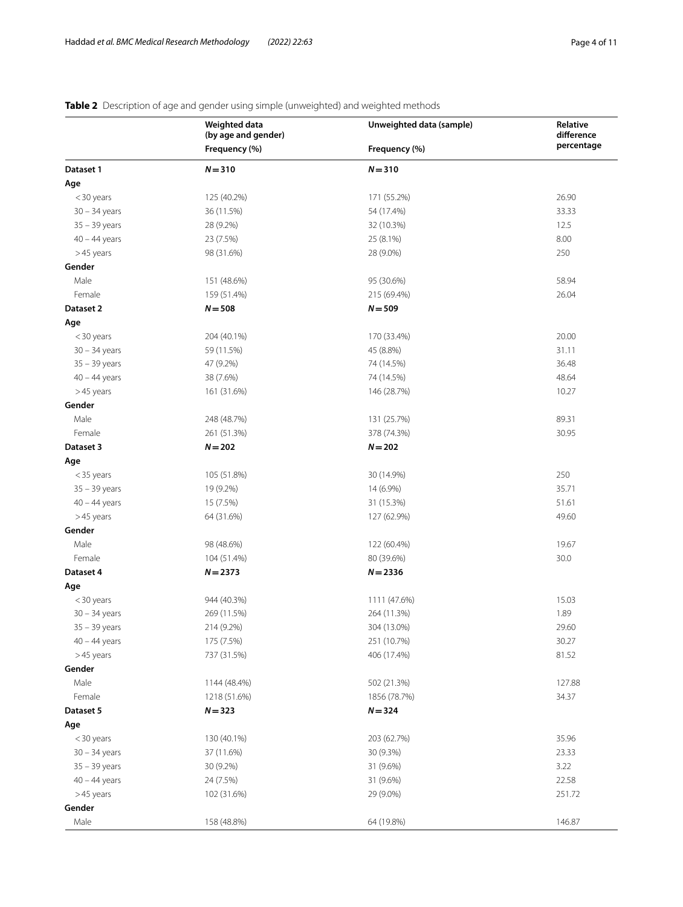**Table 2** Description of age and gender using simple (unweighted) and weighted methods

| | Weighted data (by age and gender) | Unweighted data (sample) | Relative difference percentage |
|---|---|---|---|
| | Frequency (%) | Frequency (%) | |
| **Dataset 1** | ***N* = 310** | ***N* = 310** | |
| **Age** | | | |
| < 30 years | 125 (40.2%) | 171 (55.2%) | 26.90 |
| 30 – 34 years | 36 (11.5%) | 54 (17.4%) | 33.33 |
| 35 – 39 years | 28 (9.2%) | 32 (10.3%) | 12.5 |
| 40 – 44 years | 23 (7.5%) | 25 (8.1%) | 8.00 |
| > 45 years | 98 (31.6%) | 28 (9.0%) | 250 |
| **Gender** | | | |
| Male | 151 (48.6%) | 95 (30.6%) | 58.94 |
| Female | 159 (51.4%) | 215 (69.4%) | 26.04 |
| **Dataset 2** | ***N* = 508** | ***N* = 509** | |
| **Age** | | | |
| < 30 years | 204 (40.1%) | 170 (33.4%) | 20.00 |
| 30 – 34 years | 59 (11.5%) | 45 (8.8%) | 31.11 |
| 35 – 39 years | 47 (9.2%) | 74 (14.5%) | 36.48 |
| 40 – 44 years | 38 (7.6%) | 74 (14.5%) | 48.64 |
| > 45 years | 161 (31.6%) | 146 (28.7%) | 10.27 |
| **Gender** | | | |
| Male | 248 (48.7%) | 131 (25.7%) | 89.31 |
| Female | 261 (51.3%) | 378 (74.3%) | 30.95 |
| **Dataset 3** | ***N* = 202** | ***N* = 202** | |
| **Age** | | | |
| < 35 years | 105 (51.8%) | 30 (14.9%) | 250 |
| 35 – 39 years | 19 (9.2%) | 14 (6.9%) | 35.71 |
| 40 – 44 years | 15 (7.5%) | 31 (15.3%) | 51.61 |
| > 45 years | 64 (31.6%) | 127 (62.9%) | 49.60 |
| **Gender** | | | |
| Male | 98 (48.6%) | 122 (60.4%) | 19.67 |
| Female | 104 (51.4%) | 80 (39.6%) | 30.0 |
| **Dataset 4** | ***N* = 2373** | ***N* = 2336** | |
| **Age** | | | |
| < 30 years | 944 (40.3%) | 1111 (47.6%) | 15.03 |
| 30 – 34 years | 269 (11.5%) | 264 (11.3%) | 1.89 |
| 35 – 39 years | 214 (9.2%) | 304 (13.0%) | 29.60 |
| 40 – 44 years | 175 (7.5%) | 251 (10.7%) | 30.27 |
| > 45 years | 737 (31.5%) | 406 (17.4%) | 81.52 |
| **Gender** | | | |
| Male | 1144 (48.4%) | 502 (21.3%) | 127.88 |
| Female | 1218 (51.6%) | 1856 (78.7%) | 34.37 |
| **Dataset 5** | ***N* = 323** | ***N* = 324** | |
| **Age** | | | |
| < 30 years | 130 (40.1%) | 203 (62.7%) | 35.96 |
| 30 – 34 years | 37 (11.6%) | 30 (9.3%) | 23.33 |
| 35 – 39 years | 30 (9.2%) | 31 (9.6%) | 3.22 |
| 40 – 44 years | 24 (7.5%) | 31 (9.6%) | 22.58 |
| > 45 years | 102 (31.6%) | 29 (9.0%) | 251.72 |
| **Gender** | | | |
| Male | 158 (48.8%) | 64 (19.8%) | 146.87 |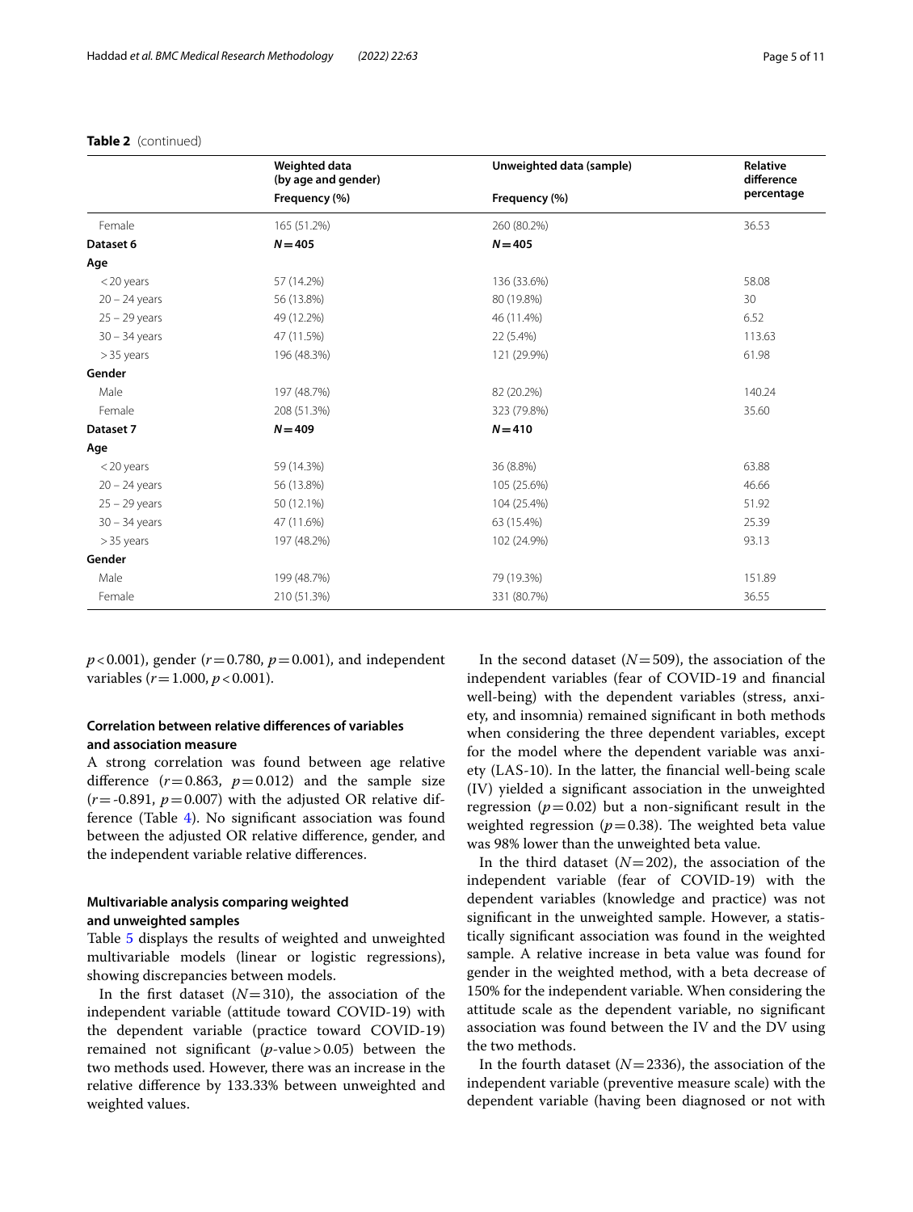**Table 2** (continued)

| | Weighted data (by age and gender) | Unweighted data (sample) | Relative difference percentage |
|---|---|---|---|
| | Frequency (%) | Frequency (%) | |
| Female | 165 (51.2%) | 260 (80.2%) | 36.53 |
| **Dataset 6** | ***N* = 405** | ***N* = 405** | |
| **Age** | | | |
| < 20 years | 57 (14.2%) | 136 (33.6%) | 58.08 |
| 20 – 24 years | 56 (13.8%) | 80 (19.8%) | 30 |
| 25 – 29 years | 49 (12.2%) | 46 (11.4%) | 6.52 |
| 30 – 34 years | 47 (11.5%) | 22 (5.4%) | 113.63 |
| > 35 years | 196 (48.3%) | 121 (29.9%) | 61.98 |
| **Gender** | | | |
| Male | 197 (48.7%) | 82 (20.2%) | 140.24 |
| Female | 208 (51.3%) | 323 (79.8%) | 35.60 |
| **Dataset 7** | ***N* = 409** | ***N* = 410** | |
| **Age** | | | |
| < 20 years | 59 (14.3%) | 36 (8.8%) | 63.88 |
| 20 – 24 years | 56 (13.8%) | 105 (25.6%) | 46.66 |
| 25 – 29 years | 50 (12.1%) | 104 (25.4%) | 51.92 |
| 30 – 34 years | 47 (11.6%) | 63 (15.4%) | 25.39 |
| > 35 years | 197 (48.2%) | 102 (24.9%) | 93.13 |
| **Gender** | | | |
| Male | 199 (48.7%) | 79 (19.3%) | 151.89 |
| Female | 210 (51.3%) | 331 (80.7%) | 36.55 |

$p < 0.001$), gender ($r = 0.780$, $p = 0.001$), and independent variables ($r = 1.000$, $p < 0.001$).

### Correlation between relative differences of variables and association measure

A strong correlation was found between age relative difference ($r = 0.863$, $p = 0.012$) and the sample size ($r = -0.891$, $p = 0.007$) with the adjusted OR relative difference (Table 4). No significant association was found between the adjusted OR relative difference, gender, and the independent variable relative differences.

### Multivariable analysis comparing weighted and unweighted samples

Table 5 displays the results of weighted and unweighted multivariable models (linear or logistic regressions), showing discrepancies between models.

In the first dataset ($N = 310$), the association of the independent variable (attitude toward COVID-19) with the dependent variable (practice toward COVID-19) remained not significant ($p$-value $> 0.05$) between the two methods used. However, there was an increase in the relative difference by 133.33% between unweighted and weighted values.

In the second dataset ($N = 509$), the association of the independent variables (fear of COVID-19 and financial well-being) with the dependent variables (stress, anxiety, and insomnia) remained significant in both methods when considering the three dependent variables, except for the model where the dependent variable was anxiety (LAS-10). In the latter, the financial well-being scale (IV) yielded a significant association in the unweighted regression ($p = 0.02$) but a non-significant result in the weighted regression ($p = 0.38$). The weighted beta value was 98% lower than the unweighted beta value.

In the third dataset ($N = 202$), the association of the independent variable (fear of COVID-19) with the dependent variables (knowledge and practice) was not significant in the unweighted sample. However, a statistically significant association was found in the weighted sample. A relative increase in beta value was found for gender in the weighted method, with a beta decrease of 150% for the independent variable. When considering the attitude scale as the dependent variable, no significant association was found between the IV and the DV using the two methods.

In the fourth dataset ($N = 2336$), the association of the independent variable (preventive measure scale) with the dependent variable (having been diagnosed or not with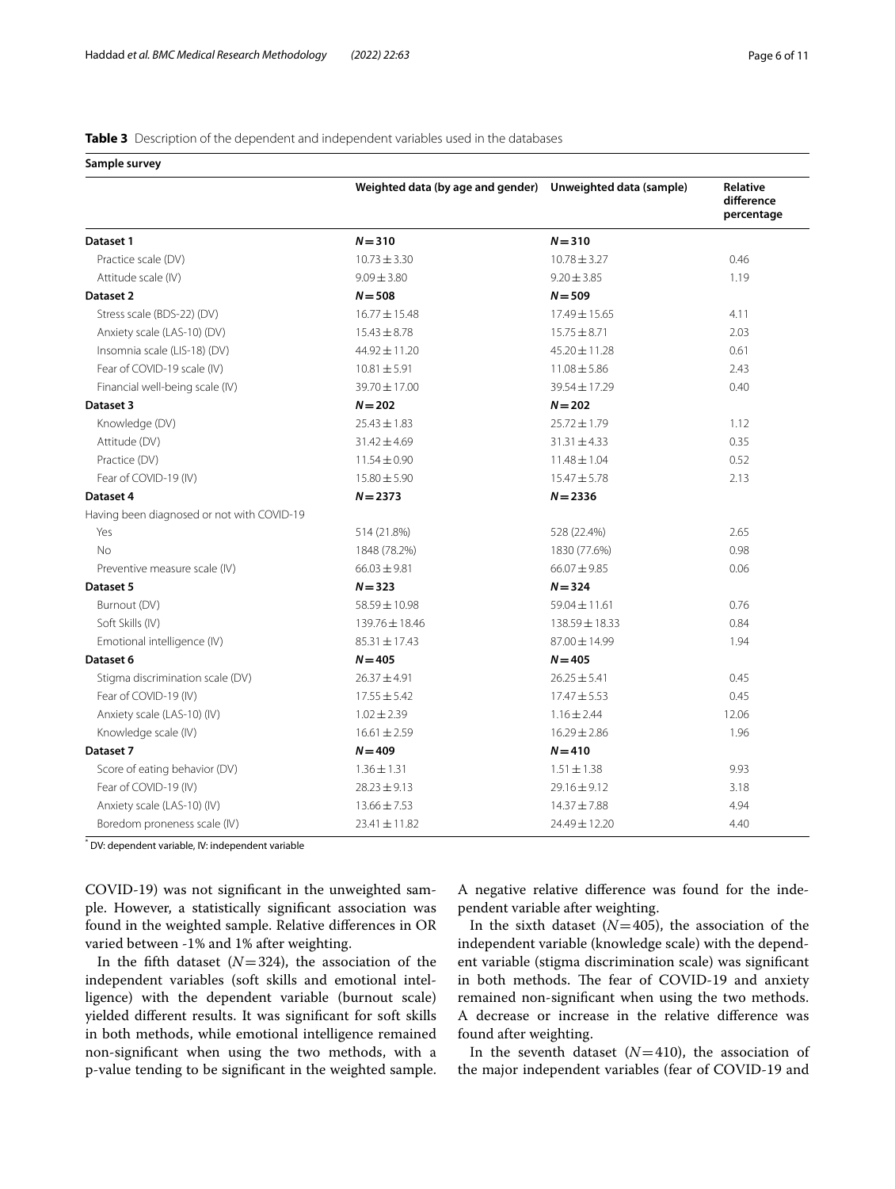**Table 3** Description of the dependent and independent variables used in the databases

| Sample survey | | | |
|---|---|---|---|
| | Weighted data (by age and gender) | Unweighted data (sample) | Relative difference percentage |
| **Dataset 1** | ***N* = 310** | ***N* = 310** | |
| Practice scale (DV) | 10.73 ± 3.30 | 10.78 ± 3.27 | 0.46 |
| Attitude scale (IV) | 9.09 ± 3.80 | 9.20 ± 3.85 | 1.19 |
| **Dataset 2** | ***N* = 508** | ***N* = 509** | |
| Stress scale (BDS-22) (DV) | 16.77 ± 15.48 | 17.49 ± 15.65 | 4.11 |
| Anxiety scale (LAS-10) (DV) | 15.43 ± 8.78 | 15.75 ± 8.71 | 2.03 |
| Insomnia scale (LIS-18) (DV) | 44.92 ± 11.20 | 45.20 ± 11.28 | 0.61 |
| Fear of COVID-19 scale (IV) | 10.81 ± 5.91 | 11.08 ± 5.86 | 2.43 |
| Financial well-being scale (IV) | 39.70 ± 17.00 | 39.54 ± 17.29 | 0.40 |
| **Dataset 3** | ***N* = 202** | ***N* = 202** | |
| Knowledge (DV) | 25.43 ± 1.83 | 25.72 ± 1.79 | 1.12 |
| Attitude (DV) | 31.42 ± 4.69 | 31.31 ± 4.33 | 0.35 |
| Practice (DV) | 11.54 ± 0.90 | 11.48 ± 1.04 | 0.52 |
| Fear of COVID-19 (IV) | 15.80 ± 5.90 | 15.47 ± 5.78 | 2.13 |
| **Dataset 4** | ***N* = 2373** | ***N* = 2336** | |
| Having been diagnosed or not with COVID-19 | | | |
| Yes | 514 (21.8%) | 528 (22.4%) | 2.65 |
| No | 1848 (78.2%) | 1830 (77.6%) | 0.98 |
| Preventive measure scale (IV) | 66.03 ± 9.81 | 66.07 ± 9.85 | 0.06 |
| **Dataset 5** | ***N* = 323** | ***N* = 324** | |
| Burnout (DV) | 58.59 ± 10.98 | 59.04 ± 11.61 | 0.76 |
| Soft Skills (IV) | 139.76 ± 18.46 | 138.59 ± 18.33 | 0.84 |
| Emotional intelligence (IV) | 85.31 ± 17.43 | 87.00 ± 14.99 | 1.94 |
| **Dataset 6** | ***N* = 405** | ***N* = 405** | |
| Stigma discrimination scale (DV) | 26.37 ± 4.91 | 26.25 ± 5.41 | 0.45 |
| Fear of COVID-19 (IV) | 17.55 ± 5.42 | 17.47 ± 5.53 | 0.45 |
| Anxiety scale (LAS-10) (IV) | 1.02 ± 2.39 | 1.16 ± 2.44 | 12.06 |
| Knowledge scale (IV) | 16.61 ± 2.59 | 16.29 ± 2.86 | 1.96 |
| **Dataset 7** | ***N* = 409** | ***N* = 410** | |
| Score of eating behavior (DV) | 1.36 ± 1.31 | 1.51 ± 1.38 | 9.93 |
| Fear of COVID-19 (IV) | 28.23 ± 9.13 | 29.16 ± 9.12 | 3.18 |
| Anxiety scale (LAS-10) (IV) | 13.66 ± 7.53 | 14.37 ± 7.88 | 4.94 |
| Boredom proneness scale (IV) | 23.41 ± 11.82 | 24.49 ± 12.20 | 4.40 |

* DV: dependent variable, IV: independent variable

COVID-19) was not significant in the unweighted sample. However, a statistically significant association was found in the weighted sample. Relative differences in OR varied between -1% and 1% after weighting.

In the fifth dataset ($N = 324$), the association of the independent variables (soft skills and emotional intelligence) with the dependent variable (burnout scale) yielded different results. It was significant for soft skills in both methods, while emotional intelligence remained non-significant when using the two methods, with a p-value tending to be significant in the weighted sample. A negative relative difference was found for the independent variable after weighting.

In the sixth dataset ($N = 405$), the association of the independent variable (knowledge scale) with the dependent variable (stigma discrimination scale) was significant in both methods. The fear of COVID-19 and anxiety remained non-significant when using the two methods. A decrease or increase in the relative difference was found after weighting.

In the seventh dataset ($N = 410$), the association of the major independent variables (fear of COVID-19 and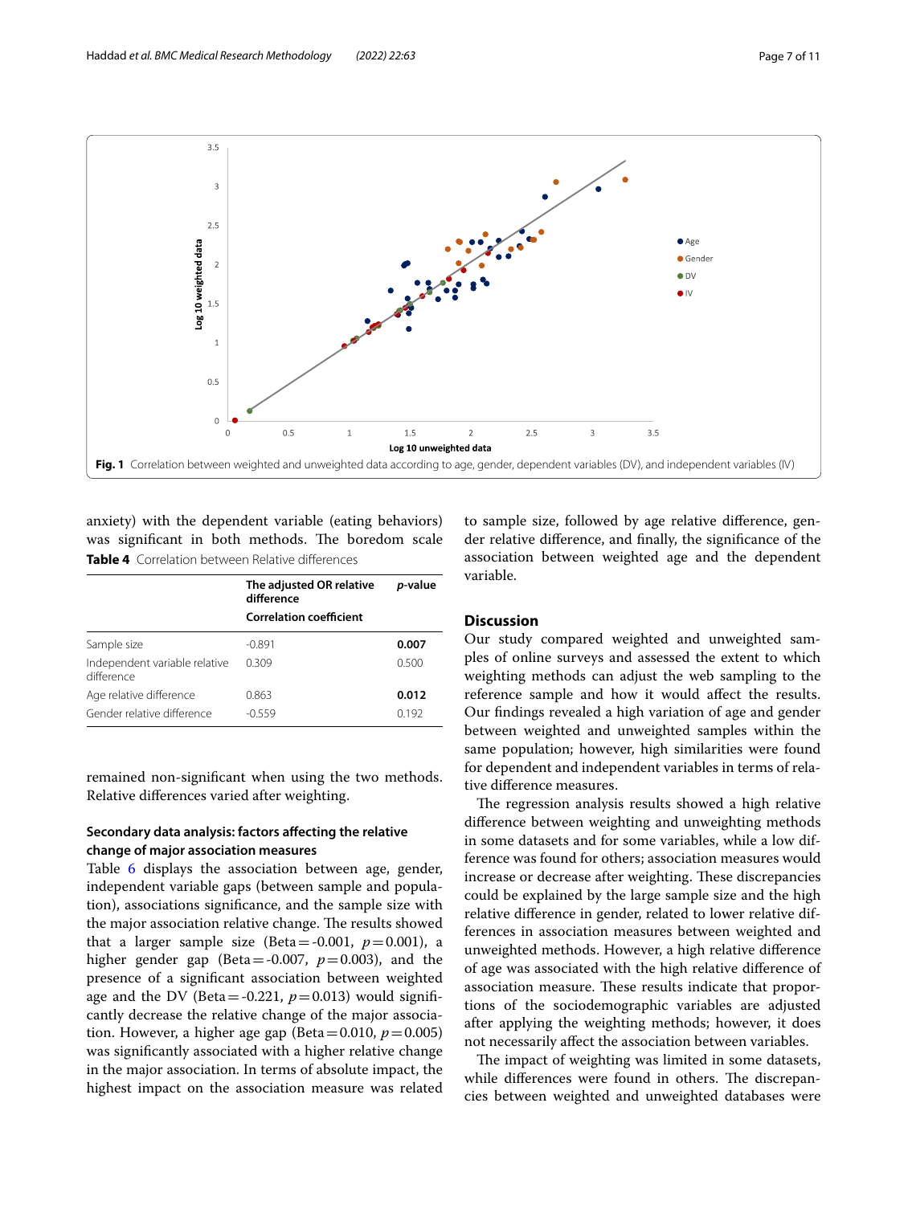Fig. 1 Correlation between weighted and unweighted data according to age, gender, dependent variables (DV), and independent variables (IV)

anxiety) with the dependent variable (eating behaviors) was significant in both methods. The boredom scale remained non-significant when using the two methods. Relative differences varied after weighting.

**Table 4** Correlation between Relative differences

| | The adjusted OR relative difference Correlation coefficient | *p*-value |
|---|---|---|
| Sample size | -0.891 | **0.007** |
| Independent variable relative difference | 0.309 | 0.500 |
| Age relative difference | 0.863 | **0.012** |
| Gender relative difference | -0.559 | 0.192 |

### Secondary data analysis: factors affecting the relative change of major association measures

Table 6 displays the association between age, gender, independent variable gaps (between sample and population), associations significance, and the sample size with the major association relative change. The results showed that a larger sample size (Beta = -0.001, $p = 0.001$), a higher gender gap (Beta = -0.007, $p = 0.003$), and the presence of a significant association between weighted age and the DV (Beta = -0.221, $p = 0.013$) would significantly decrease the relative change of the major association. However, a higher age gap (Beta = 0.010, $p = 0.005$) was significantly associated with a higher relative change in the major association. In terms of absolute impact, the highest impact on the association measure was related to sample size, followed by age relative difference, gender relative difference, and finally, the significance of the association between weighted age and the dependent variable.

## Discussion

Our study compared weighted and unweighted samples of online surveys and assessed the extent to which weighting methods can adjust the web sampling to the reference sample and how it would affect the results. Our findings revealed a high variation of age and gender between weighted and unweighted samples within the same population; however, high similarities were found for dependent and independent variables in terms of relative difference measures.

The regression analysis results showed a high relative difference between weighting and unweighting methods in some datasets and for some variables, while a low difference was found for others; association measures would increase or decrease after weighting. These discrepancies could be explained by the large sample size and the high relative difference in gender, related to lower relative differences in association measures between weighted and unweighted methods. However, a high relative difference of age was associated with the high relative difference of association measure. These results indicate that proportions of the sociodemographic variables are adjusted after applying the weighting methods; however, it does not necessarily affect the association between variables.

The impact of weighting was limited in some datasets, while differences were found in others. The discrepancies between weighted and unweighted databases were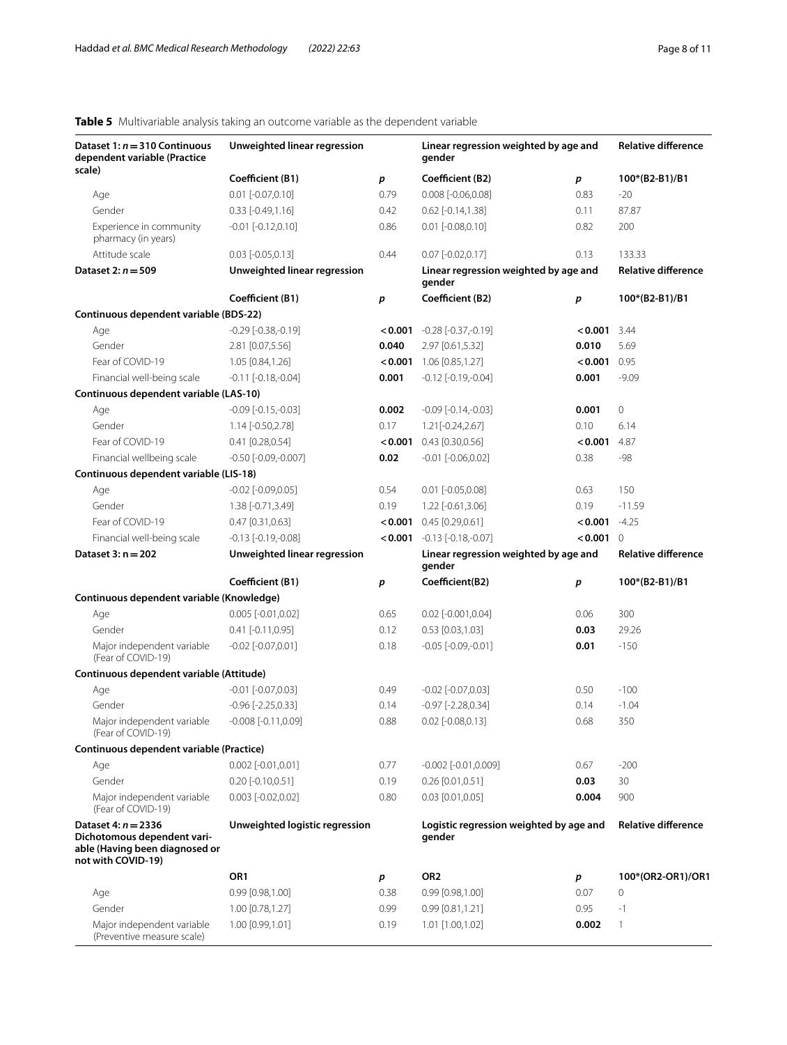**Table 5** Multivariable analysis taking an outcome variable as the dependent variable

| Dataset 1: *n* = 310 Continuous dependent variable (Practice scale) | Unweighted linear regression | | Linear regression weighted by age and gender | | Relative difference |
|---|---|---|---|---|---|
| | **Coefficient (B1)** | ***p*** | **Coefficient (B2)** | ***p*** | **100*(B2-B1)/B1** |
| Age | 0.01 [-0.07,0.10] | 0.79 | 0.008 [-0.06,0.08] | 0.83 | -20 |
| Gender | 0.33 [-0.49,1.16] | 0.42 | 0.62 [-0.14,1.38] | 0.11 | 87.87 |
| Experience in community pharmacy (in years) | -0.01 [-0.12,0.10] | 0.86 | 0.01 [-0.08,0.10] | 0.82 | 200 |
| Attitude scale | 0.03 [-0.05,0.13] | 0.44 | 0.07 [-0.02,0.17] | 0.13 | 133.33 |
| **Dataset 2: *n* = 509** | **Unweighted linear regression** | | **Linear regression weighted by age and gender** | | **Relative difference** |
| | **Coefficient (B1)** | ***p*** | **Coefficient (B2)** | ***p*** | **100*(B2-B1)/B1** |
| **Continuous dependent variable (BDS-22)** | | | | | |
| Age | -0.29 [-0.38,-0.19] | **< 0.001** | -0.28 [-0.37,-0.19] | **< 0.001** | 3.44 |
| Gender | 2.81 [0.07,5.56] | **0.040** | 2.97 [0.61,5.32] | **0.010** | 5.69 |
| Fear of COVID-19 | 1.05 [0.84,1.26] | **< 0.001** | 1.06 [0.85,1.27] | **< 0.001** | 0.95 |
| Financial well-being scale | -0.11 [-0.18,-0.04] | **0.001** | -0.12 [-0.19,-0.04] | **0.001** | -9.09 |
| **Continuous dependent variable (LAS-10)** | | | | | |
| Age | -0.09 [-0.15,-0.03] | **0.002** | -0.09 [-0.14,-0.03] | **0.001** | 0 |
| Gender | 1.14 [-0.50,2.78] | 0.17 | 1.21[-0.24,2.67] | 0.10 | 6.14 |
| Fear of COVID-19 | 0.41 [0.28,0.54] | **< 0.001** | 0.43 [0.30,0.56] | **< 0.001** | 4.87 |
| Financial wellbeing scale | -0.50 [-0.09,-0.007] | **0.02** | -0.01 [-0.06,0.02] | 0.38 | -98 |
| **Continuous dependent variable (LIS-18)** | | | | | |
| Age | -0.02 [-0.09,0.05] | 0.54 | 0.01 [-0.05,0.08] | 0.63 | 150 |
| Gender | 1.38 [-0.71,3.49] | 0.19 | 1.22 [-0.61,3.06] | 0.19 | -11.59 |
| Fear of COVID-19 | 0.47 [0.31,0.63] | **< 0.001** | 0.45 [0.29,0.61] | **< 0.001** | -4.25 |
| Financial well-being scale | -0.13 [-0.19,-0.08] | **< 0.001** | -0.13 [-0.18,-0.07] | **< 0.001** | 0 |
| **Dataset 3: n = 202** | **Unweighted linear regression** | | **Linear regression weighted by age and gender** | | **Relative difference** |
| | **Coefficient (B1)** | ***p*** | **Coefficient(B2)** | ***p*** | **100*(B2-B1)/B1** |
| **Continuous dependent variable (Knowledge)** | | | | | |
| Age | 0.005 [-0.01,0.02] | 0.65 | 0.02 [-0.001,0.04] | 0.06 | 300 |
| Gender | 0.41 [-0.11,0.95] | 0.12 | 0.53 [0.03,1.03] | **0.03** | 29.26 |
| Major independent variable (Fear of COVID-19) | -0.02 [-0.07,0.01] | 0.18 | -0.05 [-0.09,-0.01] | **0.01** | -150 |
| **Continuous dependent variable (Attitude)** | | | | | |
| Age | -0.01 [-0.07,0.03] | 0.49 | -0.02 [-0.07,0.03] | 0.50 | -100 |
| Gender | -0.96 [-2.25,0.33] | 0.14 | -0.97 [-2.28,0.34] | 0.14 | -1.04 |
| Major independent variable (Fear of COVID-19) | -0.008 [-0.11,0.09] | 0.88 | 0.02 [-0.08,0.13] | 0.68 | 350 |
| **Continuous dependent variable (Practice)** | | | | | |
| Age | 0.002 [-0.01,0.01] | 0.77 | -0.002 [-0.01,0.009] | 0.67 | -200 |
| Gender | 0.20 [-0.10,0.51] | 0.19 | 0.26 [0.01,0.51] | **0.03** | 30 |
| Major independent variable (Fear of COVID-19) | 0.003 [-0.02,0.02] | 0.80 | 0.03 [0.01,0.05] | **0.004** | 900 |
| **Dataset 4: *n* = 2336 Dichotomous dependent variable (Having been diagnosed or not with COVID-19)** | **Unweighted logistic regression** | | **Logistic regression weighted by age and gender** | | **Relative difference** |
| | **OR1** | ***p*** | **OR2** | ***p*** | **100*(OR2-OR1)/OR1** |
| Age | 0.99 [0.98,1.00] | 0.38 | 0.99 [0.98,1.00] | 0.07 | 0 |
| Gender | 1.00 [0.78,1.27] | 0.99 | 0.99 [0.81,1.21] | 0.95 | -1 |
| Major independent variable (Preventive measure scale) | 1.00 [0.99,1.01] | 0.19 | 1.01 [1.00,1.02] | **0.002** | 1 |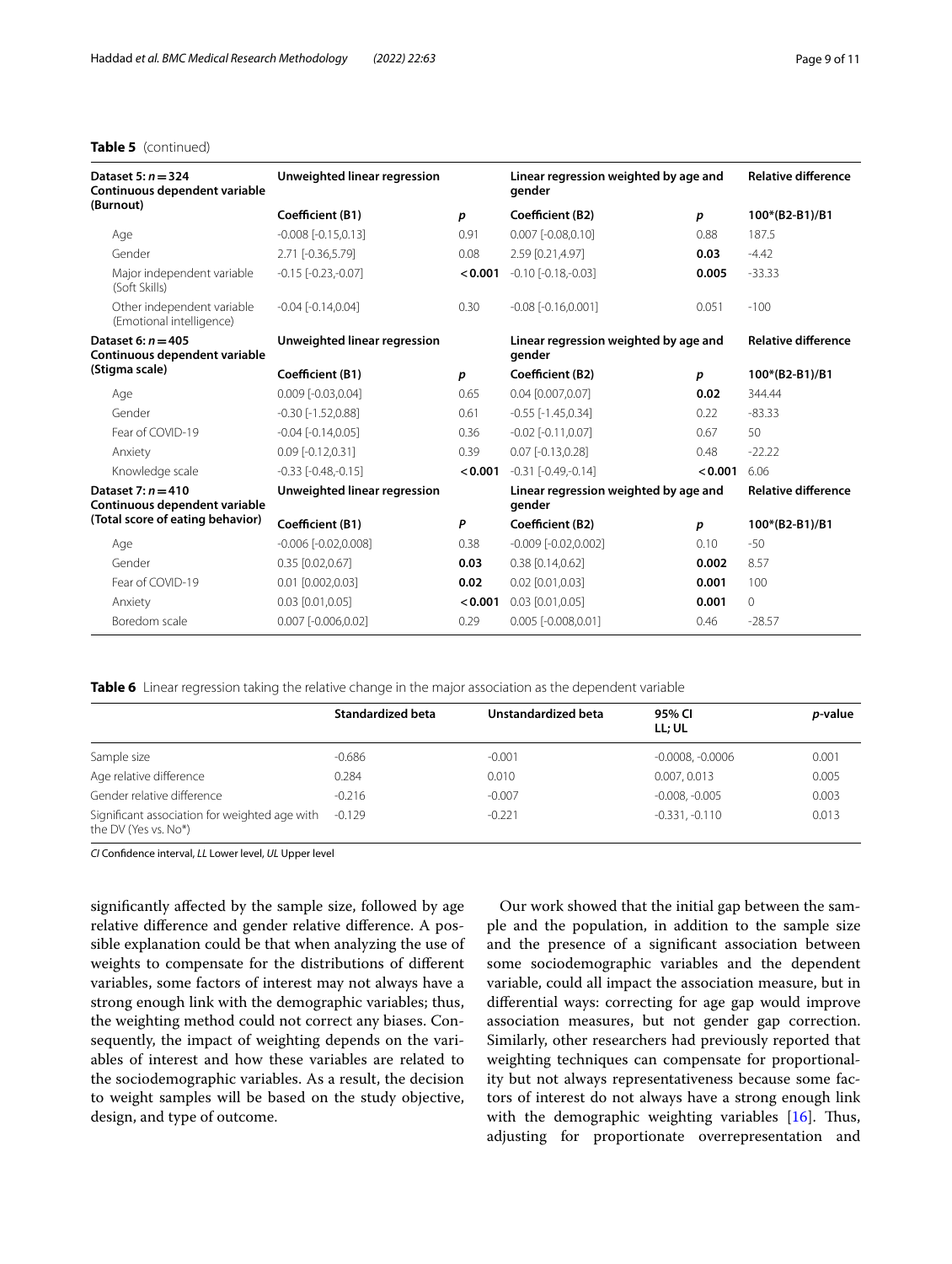**Table 5** (continued)

| Dataset 5: *n* = 324 Continuous dependent variable (Burnout) | Unweighted linear regression | | Linear regression weighted by age and gender | | Relative difference |
|---|---|---|---|---|---|
| | Coefficient (B1) | *p* | Coefficient (B2) | *p* | 100*(B2-B1)/B1 |
| Age | -0.008 [-0.15,0.13] | 0.91 | 0.007 [-0.08,0.10] | 0.88 | 187.5 |
| Gender | 2.71 [-0.36,5.79] | 0.08 | 2.59 [0.21,4.97] | **0.03** | -4.42 |
| Major independent variable (Soft Skills) | -0.15 [-0.23,-0.07] | **< 0.001** | -0.10 [-0.18,-0.03] | **0.005** | -33.33 |
| Other independent variable (Emotional intelligence) | -0.04 [-0.14,0.04] | 0.30 | -0.08 [-0.16,0.001] | 0.051 | -100 |
| **Dataset 6: *n* = 405 Continuous dependent variable (Stigma scale)** | **Unweighted linear regression** | | **Linear regression weighted by age and gender** | | **Relative difference** |
| | **Coefficient (B1)** | ***p*** | **Coefficient (B2)** | ***p*** | **100*(B2-B1)/B1** |
| Age | 0.009 [-0.03,0.04] | 0.65 | 0.04 [0.007,0.07] | **0.02** | 344.44 |
| Gender | -0.30 [-1.52,0.88] | 0.61 | -0.55 [-1.45,0.34] | 0.22 | -83.33 |
| Fear of COVID-19 | -0.04 [-0.14,0.05] | 0.36 | -0.02 [-0.11,0.07] | 0.67 | 50 |
| Anxiety | 0.09 [-0.12,0.31] | 0.39 | 0.07 [-0.13,0.28] | 0.48 | -22.22 |
| Knowledge scale | -0.33 [-0.48,-0.15] | **< 0.001** | -0.31 [-0.49,-0.14] | **< 0.001** | 6.06 |
| **Dataset 7: *n* = 410 Continuous dependent variable (Total score of eating behavior)** | **Unweighted linear regression** | | **Linear regression weighted by age and gender** | | **Relative difference** |
| | **Coefficient (B1)** | ***P*** | **Coefficient (B2)** | ***p*** | **100*(B2-B1)/B1** |
| Age | -0.006 [-0.02,0.008] | 0.38 | -0.009 [-0.02,0.002] | 0.10 | -50 |
| Gender | 0.35 [0.02,0.67] | **0.03** | 0.38 [0.14,0.62] | **0.002** | 8.57 |
| Fear of COVID-19 | 0.01 [0.002,0.03] | **0.02** | 0.02 [0.01,0.03] | **0.001** | 100 |
| Anxiety | 0.03 [0.01,0.05] | **< 0.001** | 0.03 [0.01,0.05] | **0.001** | 0 |
| Boredom scale | 0.007 [-0.006,0.02] | 0.29 | 0.005 [-0.008,0.01] | 0.46 | -28.57 |

**Table 6** Linear regression taking the relative change in the major association as the dependent variable

| | Standardized beta | Unstandardized beta | 95% CI LL; UL | *p*-value |
|---|---|---|---|---|
| Sample size | -0.686 | -0.001 | -0.0008, -0.0006 | 0.001 |
| Age relative difference | 0.284 | 0.010 | 0.007, 0.013 | 0.005 |
| Gender relative difference | -0.216 | -0.007 | -0.008, -0.005 | 0.003 |
| Significant association for weighted age with the DV (Yes vs. No*) | -0.129 | -0.221 | -0.331, -0.110 | 0.013 |

*CI* Confidence interval, *LL* Lower level, *UL* Upper level

significantly affected by the sample size, followed by age relative difference and gender relative difference. A possible explanation could be that when analyzing the use of weights to compensate for the distributions of different variables, some factors of interest may not always have a strong enough link with the demographic variables; thus, the weighting method could not correct any biases. Consequently, the impact of weighting depends on the variables of interest and how these variables are related to the sociodemographic variables. As a result, the decision to weight samples will be based on the study objective, design, and type of outcome.

Our work showed that the initial gap between the sample and the population, in addition to the sample size and the presence of a significant association between some sociodemographic variables and the dependent variable, could all impact the association measure, but in differential ways: correcting for age gap would improve association measures, but not gender gap correction. Similarly, other researchers had previously reported that weighting techniques can compensate for proportionality but not always representativeness because some factors of interest do not always have a strong enough link with the demographic weighting variables [16]. Thus, adjusting for proportionate overrepresentation and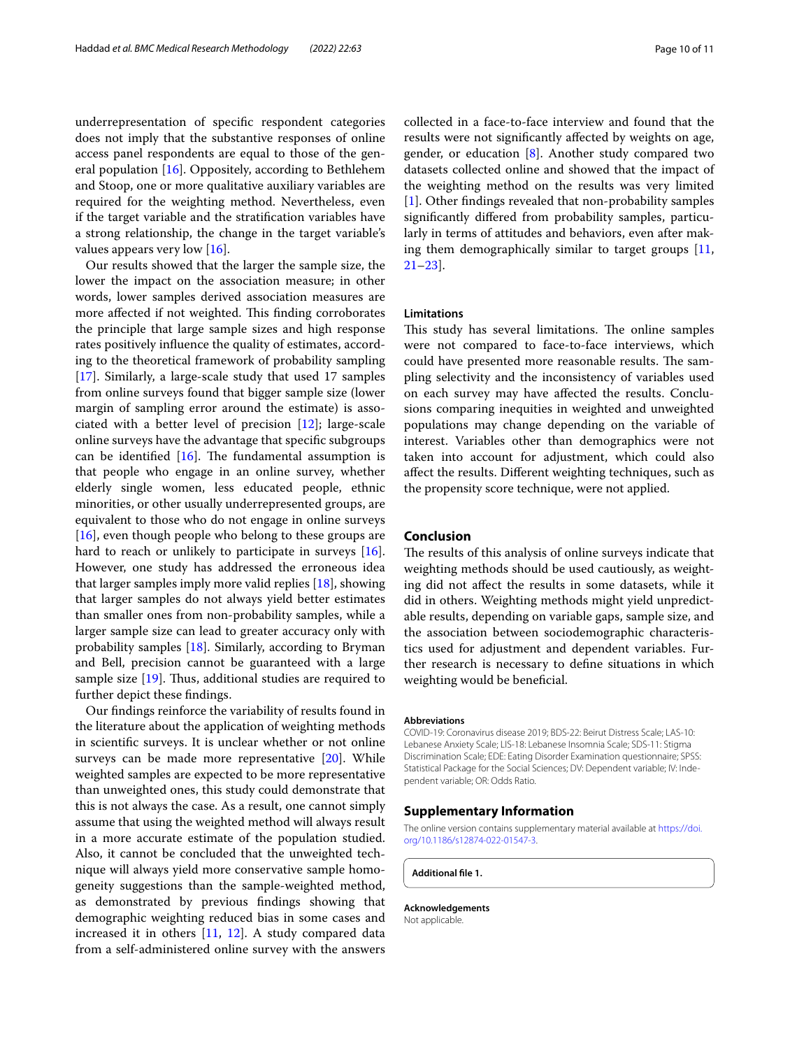underrepresentation of specific respondent categories does not imply that the substantive responses of online access panel respondents are equal to those of the general population [16]. Oppositely, according to Bethlehem and Stoop, one or more qualitative auxiliary variables are required for the weighting method. Nevertheless, even if the target variable and the stratification variables have a strong relationship, the change in the target variable's values appears very low [16].

Our results showed that the larger the sample size, the lower the impact on the association measure; in other words, lower samples derived association measures are more affected if not weighted. This finding corroborates the principle that large sample sizes and high response rates positively influence the quality of estimates, according to the theoretical framework of probability sampling [17]. Similarly, a large-scale study that used 17 samples from online surveys found that bigger sample size (lower margin of sampling error around the estimate) is associated with a better level of precision [12]; large-scale online surveys have the advantage that specific subgroups can be identified [16]. The fundamental assumption is that people who engage in an online survey, whether elderly single women, less educated people, ethnic minorities, or other usually underrepresented groups, are equivalent to those who do not engage in online surveys [16], even though people who belong to these groups are hard to reach or unlikely to participate in surveys [16]. However, one study has addressed the erroneous idea that larger samples imply more valid replies [18], showing that larger samples do not always yield better estimates than smaller ones from non-probability samples, while a larger sample size can lead to greater accuracy only with probability samples [18]. Similarly, according to Bryman and Bell, precision cannot be guaranteed with a large sample size [19]. Thus, additional studies are required to further depict these findings.

Our findings reinforce the variability of results found in the literature about the application of weighting methods in scientific surveys. It is unclear whether or not online surveys can be made more representative [20]. While weighted samples are expected to be more representative than unweighted ones, this study could demonstrate that this is not always the case. As a result, one cannot simply assume that using the weighted method will always result in a more accurate estimate of the population studied. Also, it cannot be concluded that the unweighted technique will always yield more conservative sample homogeneity suggestions than the sample-weighted method, as demonstrated by previous findings showing that demographic weighting reduced bias in some cases and increased it in others [11, 12]. A study compared data from a self-administered online survey with the answers collected in a face-to-face interview and found that the results were not significantly affected by weights on age, gender, or education [8]. Another study compared two datasets collected online and showed that the impact of the weighting method on the results was very limited [1]. Other findings revealed that non-probability samples significantly differed from probability samples, particularly in terms of attitudes and behaviors, even after making them demographically similar to target groups [11, 21–23].

### Limitations

This study has several limitations. The online samples were not compared to face-to-face interviews, which could have presented more reasonable results. The sampling selectivity and the inconsistency of variables used on each survey may have affected the results. Conclusions comparing inequities in weighted and unweighted populations may change depending on the variable of interest. Variables other than demographics were not taken into account for adjustment, which could also affect the results. Different weighting techniques, such as the propensity score technique, were not applied.

## Conclusion

The results of this analysis of online surveys indicate that weighting methods should be used cautiously, as weighting did not affect the results in some datasets, while it did in others. Weighting methods might yield unpredictable results, depending on variable gaps, sample size, and the association between sociodemographic characteristics used for adjustment and dependent variables. Further research is necessary to define situations in which weighting would be beneficial.

### Abbreviations

COVID-19: Coronavirus disease 2019; BDS-22: Beirut Distress Scale; LAS-10: Lebanese Anxiety Scale; LIS-18: Lebanese Insomnia Scale; SDS-11: Stigma Discrimination Scale; EDE: Eating Disorder Examination questionnaire; SPSS: Statistical Package for the Social Sciences; DV: Dependent variable; IV: Independent variable; OR: Odds Ratio.

## Supplementary Information

The online version contains supplementary material available at https://doi.org/10.1186/s12874-022-01547-3.

**Additional file 1.**

### Acknowledgements

Not applicable.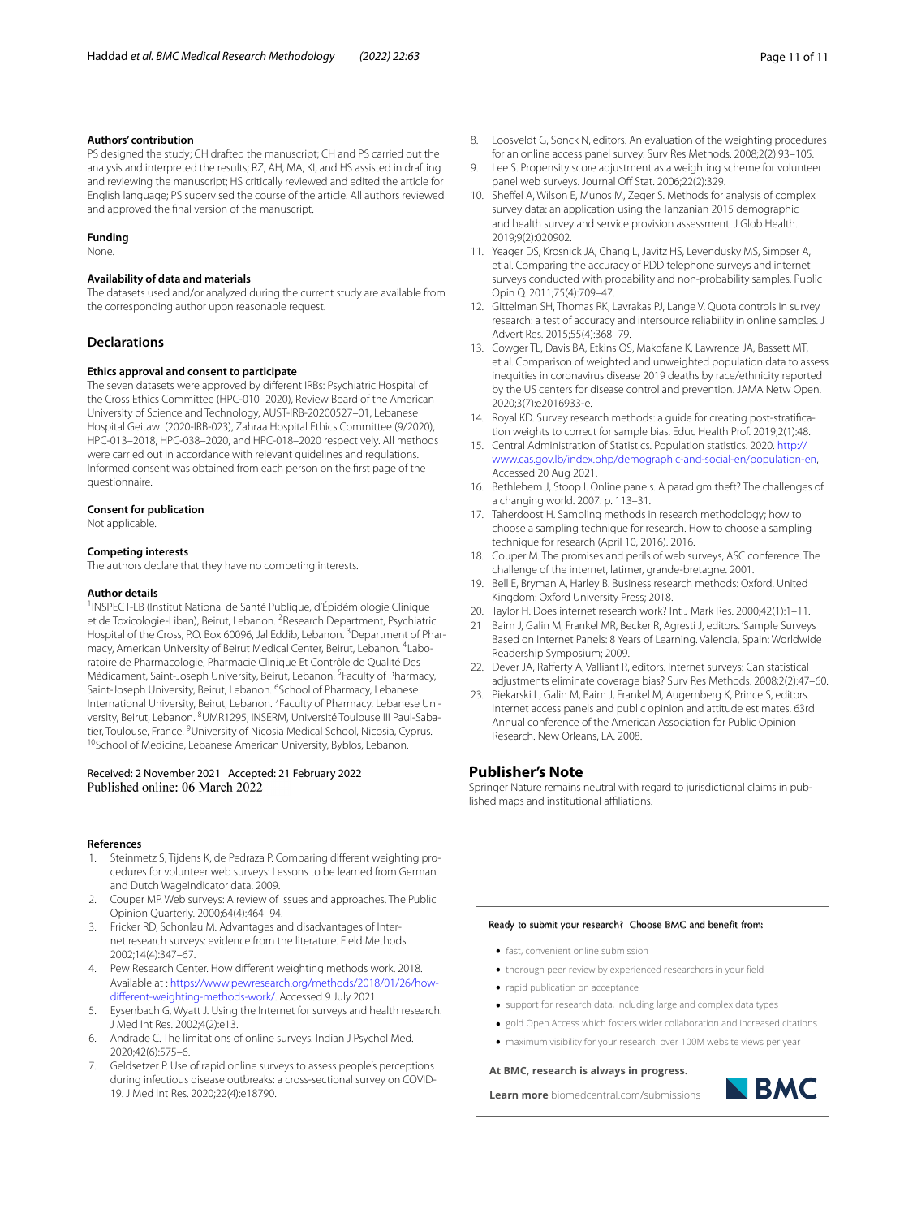### Authors' contribution

PS designed the study; CH drafted the manuscript; CH and PS carried out the analysis and interpreted the results; RZ, AH, MA, KI, and HS assisted in drafting and reviewing the manuscript; HS critically reviewed and edited the article for English language; PS supervised the course of the article. All authors reviewed and approved the final version of the manuscript.

### Funding

None.

### Availability of data and materials

The datasets used and/or analyzed during the current study are available from the corresponding author upon reasonable request.

## Declarations

### Ethics approval and consent to participate

The seven datasets were approved by different IRBs: Psychiatric Hospital of the Cross Ethics Committee (HPC-010–2020), Review Board of the American University of Science and Technology, AUST-IRB-20200527–01, Lebanese Hospital Geitawi (2020-IRB-023), Zahraa Hospital Ethics Committee (9/2020), HPC-013–2018, HPC-038–2020, and HPC-018–2020 respectively. All methods were carried out in accordance with relevant guidelines and regulations. Informed consent was obtained from each person on the first page of the questionnaire.

### Consent for publication

Not applicable.

### Competing interests

The authors declare that they have no competing interests.

### Author details

[1]INSPECT-LB (Institut National de Santé Publique, d'Épidémiologie Clinique et de Toxicologie-Liban), Beirut, Lebanon. [2]Research Department, Psychiatric Hospital of the Cross, P.O. Box 60096, Jal Eddib, Lebanon. [3]Department of Pharmacy, American University of Beirut Medical Center, Beirut, Lebanon. [4]Laboratoire de Pharmacologie, Pharmacie Clinique Et Contrôle de Qualité Des Médicament, Saint-Joseph University, Beirut, Lebanon. [5]Faculty of Pharmacy, Saint-Joseph University, Beirut, Lebanon. [6]School of Pharmacy, Lebanese International University, Beirut, Lebanon. [7]Faculty of Pharmacy, Lebanese University, Beirut, Lebanon. [8]UMR1295, INSERM, Université Toulouse III Paul-Sabatier, Toulouse, France. [9]University of Nicosia Medical School, Nicosia, Cyprus. [10]School of Medicine, Lebanese American University, Byblos, Lebanon.

Received: 2 November 2021 Accepted: 21 February 2022
Published online: 06 March 2022

### References

1. Steinmetz S, Tijdens K, de Pedraza P. Comparing different weighting procedures for volunteer web surveys: Lessons to be learned from German and Dutch WageIndicator data. 2009.
2. Couper MP. Web surveys: A review of issues and approaches. The Public Opinion Quarterly. 2000;64(4):464–94.
3. Fricker RD, Schonlau M. Advantages and disadvantages of Internet research surveys: evidence from the literature. Field Methods. 2002;14(4):347–67.
4. Pew Research Center. How different weighting methods work. 2018. Available at : https://www.pewresearch.org/methods/2018/01/26/how-different-weighting-methods-work/. Accessed 9 July 2021.
5. Eysenbach G, Wyatt J. Using the Internet for surveys and health research. J Med Int Res. 2002;4(2):e13.
6. Andrade C. The limitations of online surveys. Indian J Psychol Med. 2020;42(6):575–6.
7. Geldsetzer P. Use of rapid online surveys to assess people's perceptions during infectious disease outbreaks: a cross-sectional survey on COVID-19. J Med Int Res. 2020;22(4):e18790.
8. Loosveldt G, Sonck N, editors. An evaluation of the weighting procedures for an online access panel survey. Surv Res Methods. 2008;2(2):93–105.
9. Lee S. Propensity score adjustment as a weighting scheme for volunteer panel web surveys. Journal Off Stat. 2006;22(2):329.
10. Sheffel A, Wilson E, Munos M, Zeger S. Methods for analysis of complex survey data: an application using the Tanzanian 2015 demographic and health survey and service provision assessment. J Glob Health. 2019;9(2):020902.
11. Yeager DS, Krosnick JA, Chang L, Javitz HS, Levendusky MS, Simpser A, et al. Comparing the accuracy of RDD telephone surveys and internet surveys conducted with probability and non-probability samples. Public Opin Q. 2011;75(4):709–47.
12. Gittelman SH, Thomas RK, Lavrakas PJ, Lange V. Quota controls in survey research: a test of accuracy and intersource reliability in online samples. J Advert Res. 2015;55(4):368–79.
13. Cowger TL, Davis BA, Etkins OS, Makofane K, Lawrence JA, Bassett MT, et al. Comparison of weighted and unweighted population data to assess inequities in coronavirus disease 2019 deaths by race/ethnicity reported by the US centers for disease control and prevention. JAMA Netw Open. 2020;3(7):e2016933-e.
14. Royal KD. Survey research methods: a guide for creating post-stratification weights to correct for sample bias. Educ Health Prof. 2019;2(1):48.
15. Central Administration of Statistics. Population statistics. 2020. http://www.cas.gov.lb/index.php/demographic-and-social-en/population-en, Accessed 20 Aug 2021.
16. Bethlehem J, Stoop I. Online panels. A paradigm theft? The challenges of a changing world. 2007. p. 113–31.
17. Taherdoost H. Sampling methods in research methodology; how to choose a sampling technique for research. How to choose a sampling technique for research (April 10, 2016). 2016.
18. Couper M. The promises and perils of web surveys, ASC conference. The challenge of the internet, latimer, grande-bretagne. 2001.
19. Bell E, Bryman A, Harley B. Business research methods: Oxford. United Kingdom: Oxford University Press; 2018.
20. Taylor H. Does internet research work? Int J Mark Res. 2000;42(1):1–11.
21. Baim J, Galin M, Frankel MR, Becker R, Agresti J, editors. 'Sample Surveys Based on Internet Panels: 8 Years of Learning. Valencia, Spain: Worldwide Readership Symposium; 2009.
22. Dever JA, Rafferty A, Valliant R, editors. Internet surveys: Can statistical adjustments eliminate coverage bias? Surv Res Methods. 2008;2(2):47–60.
23. Piekarski L, Galin M, Baim J, Frankel M, Augemberg K, Prince S, editors. Internet access panels and public opinion and attitude estimates. 63rd Annual conference of the American Association for Public Opinion Research. New Orleans, LA. 2008.

## Publisher's Note

Springer Nature remains neutral with regard to jurisdictional claims in published maps and institutional affiliations.

Ready to submit your research? Choose BMC and benefit from:

- fast, convenient online submission
- thorough peer review by experienced researchers in your field
- rapid publication on acceptance
- support for research data, including large and complex data types
- gold Open Access which fosters wider collaboration and increased citations
- maximum visibility for your research: over 100M website views per year

**At BMC, research is always in progress.**

**Learn more** biomedcentral.com/submissions

BMC